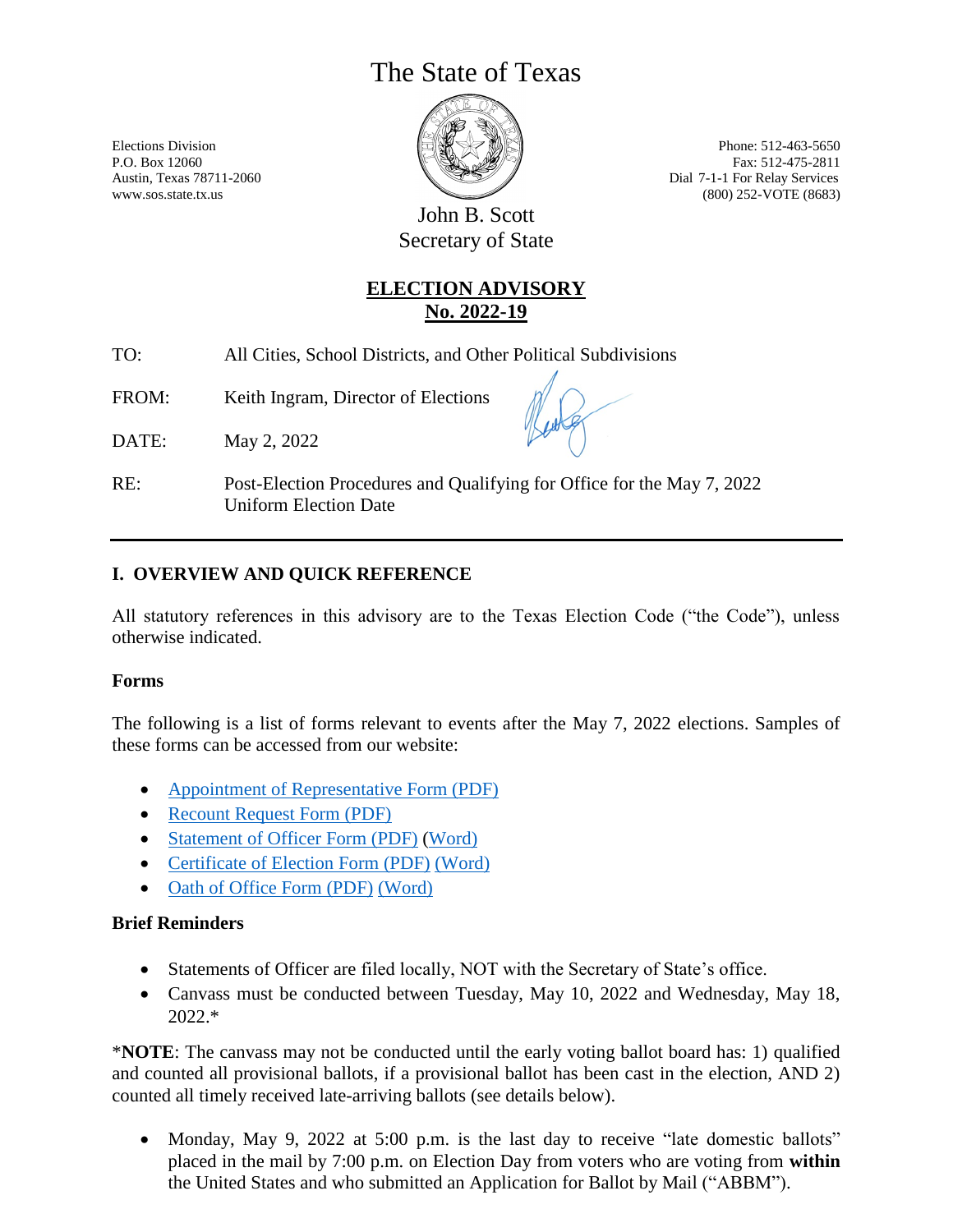# The State of Texas

Elections Division
P.O. Box 12060
Austin, Texas 78711-2060
www.sos.state.tx.us

Phone: 512-463-5650
Fax: 512-475-2811
Dial 7-1-1 For Relay Services
(800) 252-VOTE (8683)

John B. Scott
Secretary of State

## ELECTION ADVISORY
## No. 2022-19

TO: All Cities, School Districts, and Other Political Subdivisions

FROM: Keith Ingram, Director of Elections

DATE: May 2, 2022

RE: Post-Election Procedures and Qualifying for Office for the May 7, 2022 Uniform Election Date

---

### I. OVERVIEW AND QUICK REFERENCE

All statutory references in this advisory are to the Texas Election Code ("the Code"), unless otherwise indicated.

**Forms**

The following is a list of forms relevant to events after the May 7, 2022 elections. Samples of these forms can be accessed from our website:

- Appointment of Representative Form (PDF)
- Recount Request Form (PDF)
- Statement of Officer Form (PDF) (Word)
- Certificate of Election Form (PDF) (Word)
- Oath of Office Form (PDF) (Word)

**Brief Reminders**

- Statements of Officer are filed locally, NOT with the Secretary of State's office.
- Canvass must be conducted between Tuesday, May 10, 2022 and Wednesday, May 18, 2022.*

\***NOTE**: The canvass may not be conducted until the early voting ballot board has: 1) qualified and counted all provisional ballots, if a provisional ballot has been cast in the election, AND 2) counted all timely received late-arriving ballots (see details below).

- Monday, May 9, 2022 at 5:00 p.m. is the last day to receive "late domestic ballots" placed in the mail by 7:00 p.m. on Election Day from voters who are voting from **within** the United States and who submitted an Application for Ballot by Mail ("ABBM").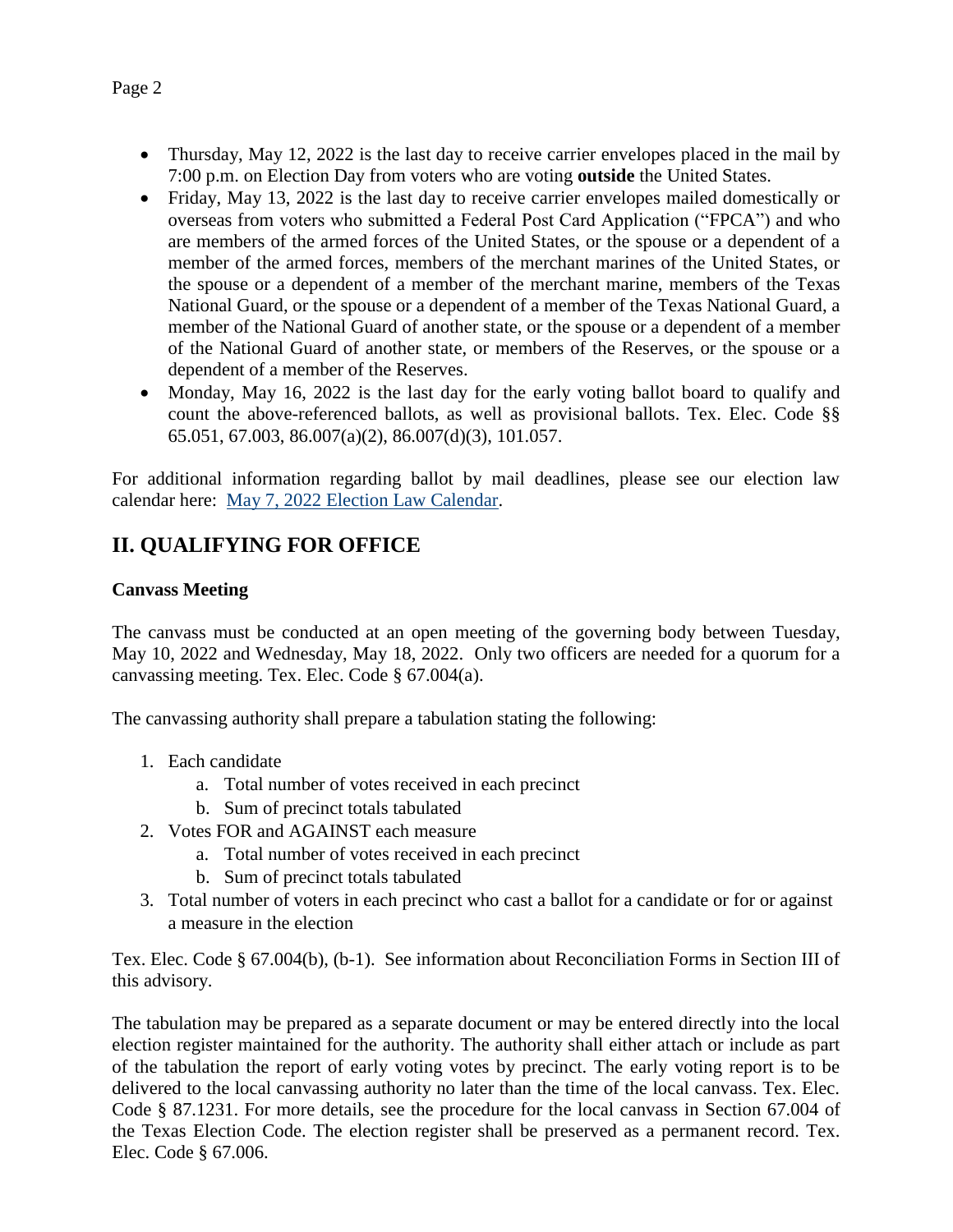- Thursday, May 12, 2022 is the last day to receive carrier envelopes placed in the mail by 7:00 p.m. on Election Day from voters who are voting **outside** the United States.
- Friday, May 13, 2022 is the last day to receive carrier envelopes mailed domestically or overseas from voters who submitted a Federal Post Card Application ("FPCA") and who are members of the armed forces of the United States, or the spouse or a dependent of a member of the armed forces, members of the merchant marines of the United States, or the spouse or a dependent of a member of the merchant marine, members of the Texas National Guard, or the spouse or a dependent of a member of the Texas National Guard, a member of the National Guard of another state, or the spouse or a dependent of a member of the National Guard of another state, or members of the Reserves, or the spouse or a dependent of a member of the Reserves.
- Monday, May 16, 2022 is the last day for the early voting ballot board to qualify and count the above-referenced ballots, as well as provisional ballots. Tex. Elec. Code §§ 65.051, 67.003, 86.007(a)(2), 86.007(d)(3), 101.057.

For additional information regarding ballot by mail deadlines, please see our election law calendar here: [May 7, 2022 Election Law Calendar](#).

## II. QUALIFYING FOR OFFICE

**Canvass Meeting**

The canvass must be conducted at an open meeting of the governing body between Tuesday, May 10, 2022 and Wednesday, May 18, 2022. Only two officers are needed for a quorum for a canvassing meeting. Tex. Elec. Code § 67.004(a).

The canvassing authority shall prepare a tabulation stating the following:

1. Each candidate
   a. Total number of votes received in each precinct
   b. Sum of precinct totals tabulated
2. Votes FOR and AGAINST each measure
   a. Total number of votes received in each precinct
   b. Sum of precinct totals tabulated
3. Total number of voters in each precinct who cast a ballot for a candidate or for or against a measure in the election

Tex. Elec. Code § 67.004(b), (b-1). See information about Reconciliation Forms in Section III of this advisory.

The tabulation may be prepared as a separate document or may be entered directly into the local election register maintained for the authority. The authority shall either attach or include as part of the tabulation the report of early voting votes by precinct. The early voting report is to be delivered to the local canvassing authority no later than the time of the local canvass. Tex. Elec. Code § 87.1231. For more details, see the procedure for the local canvass in Section 67.004 of the Texas Election Code. The election register shall be preserved as a permanent record. Tex. Elec. Code § 67.006.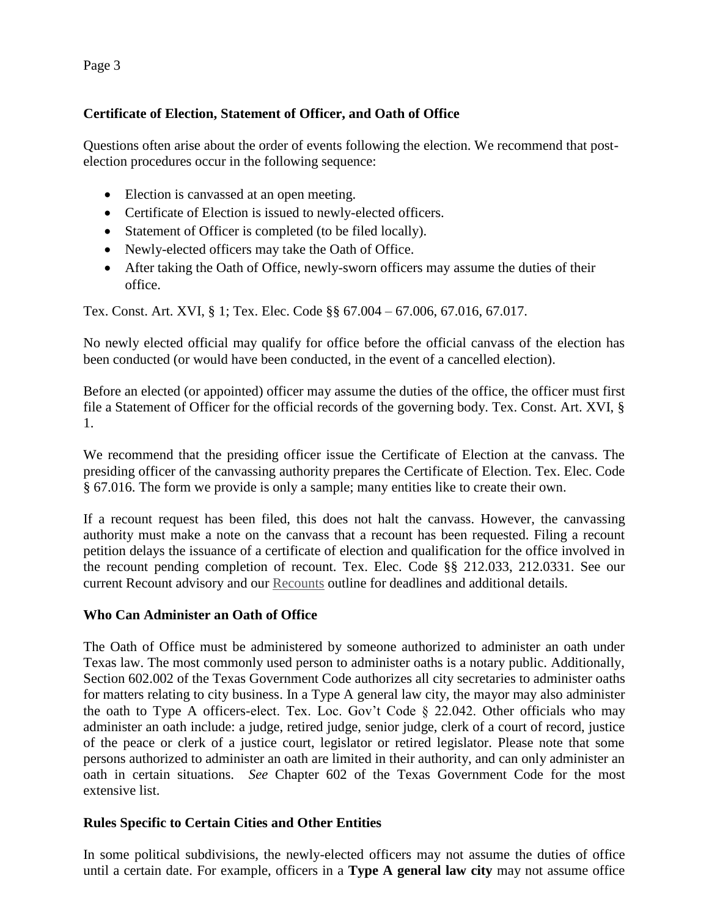**Certificate of Election, Statement of Officer, and Oath of Office**

Questions often arise about the order of events following the election. We recommend that post-election procedures occur in the following sequence:

- Election is canvassed at an open meeting.
- Certificate of Election is issued to newly-elected officers.
- Statement of Officer is completed (to be filed locally).
- Newly-elected officers may take the Oath of Office.
- After taking the Oath of Office, newly-sworn officers may assume the duties of their office.

Tex. Const. Art. XVI, § 1; Tex. Elec. Code §§ 67.004 – 67.006, 67.016, 67.017.

No newly elected official may qualify for office before the official canvass of the election has been conducted (or would have been conducted, in the event of a cancelled election).

Before an elected (or appointed) officer may assume the duties of the office, the officer must first file a Statement of Officer for the official records of the governing body. Tex. Const. Art. XVI, § 1.

We recommend that the presiding officer issue the Certificate of Election at the canvass. The presiding officer of the canvassing authority prepares the Certificate of Election. Tex. Elec. Code § 67.016. The form we provide is only a sample; many entities like to create their own.

If a recount request has been filed, this does not halt the canvass. However, the canvassing authority must make a note on the canvass that a recount has been requested. Filing a recount petition delays the issuance of a certificate of election and qualification for the office involved in the recount pending completion of recount. Tex. Elec. Code §§ 212.033, 212.0331. See our current Recount advisory and our Recounts outline for deadlines and additional details.

**Who Can Administer an Oath of Office**

The Oath of Office must be administered by someone authorized to administer an oath under Texas law. The most commonly used person to administer oaths is a notary public. Additionally, Section 602.002 of the Texas Government Code authorizes all city secretaries to administer oaths for matters relating to city business. In a Type A general law city, the mayor may also administer the oath to Type A officers-elect. Tex. Loc. Gov't Code § 22.042. Other officials who may administer an oath include: a judge, retired judge, senior judge, clerk of a court of record, justice of the peace or clerk of a justice court, legislator or retired legislator. Please note that some persons authorized to administer an oath are limited in their authority, and can only administer an oath in certain situations. *See* Chapter 602 of the Texas Government Code for the most extensive list.

**Rules Specific to Certain Cities and Other Entities**

In some political subdivisions, the newly-elected officers may not assume the duties of office until a certain date. For example, officers in a **Type A general law city** may not assume office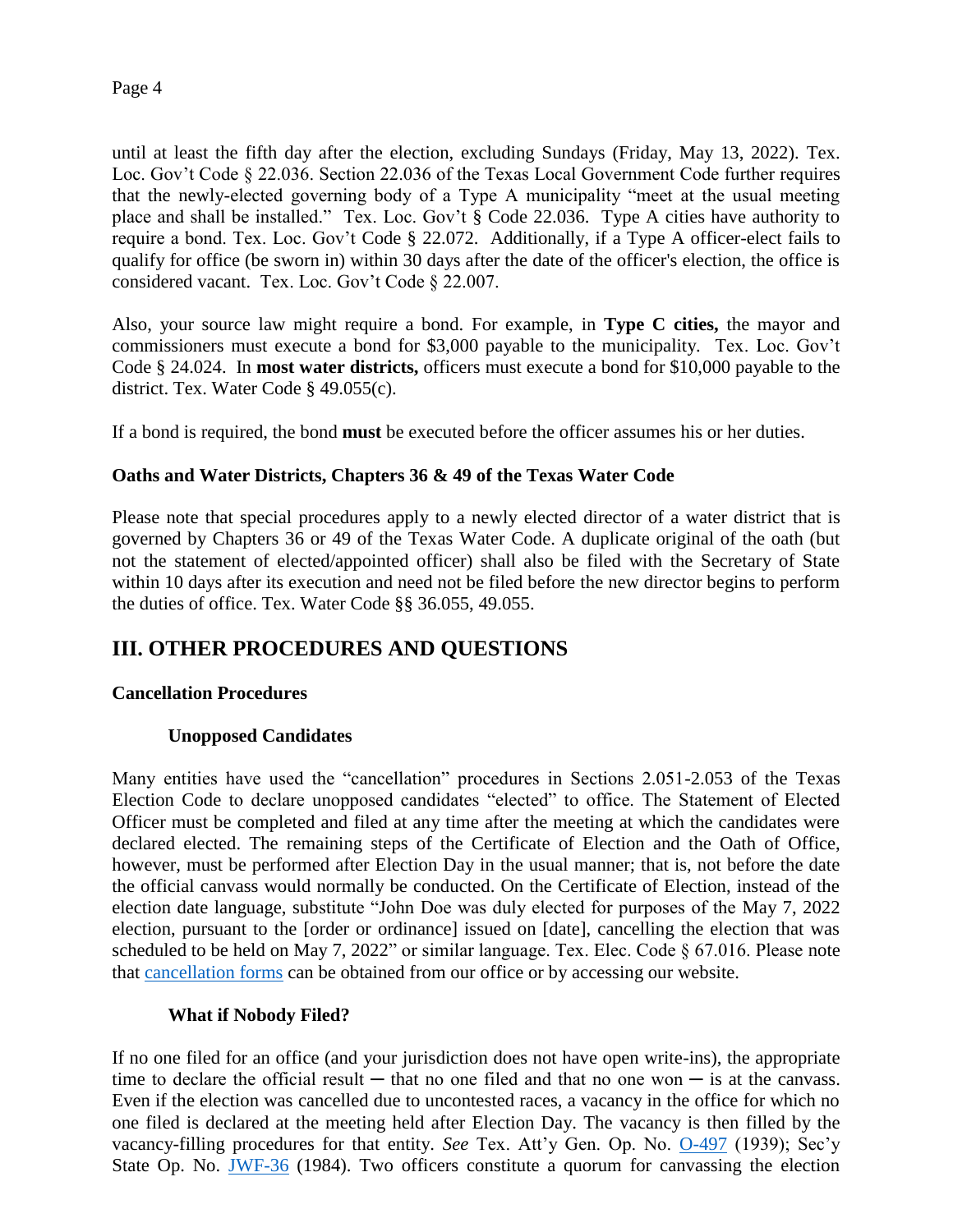until at least the fifth day after the election, excluding Sundays (Friday, May 13, 2022). Tex. Loc. Gov't Code § 22.036. Section 22.036 of the Texas Local Government Code further requires that the newly-elected governing body of a Type A municipality "meet at the usual meeting place and shall be installed." Tex. Loc. Gov't § Code 22.036. Type A cities have authority to require a bond. Tex. Loc. Gov't Code § 22.072. Additionally, if a Type A officer-elect fails to qualify for office (be sworn in) within 30 days after the date of the officer's election, the office is considered vacant. Tex. Loc. Gov't Code § 22.007.

Also, your source law might require a bond. For example, in **Type C cities,** the mayor and commissioners must execute a bond for $3,000 payable to the municipality. Tex. Loc. Gov't Code § 24.024. In **most water districts,** officers must execute a bond for $10,000 payable to the district. Tex. Water Code § 49.055(c).

If a bond is required, the bond **must** be executed before the officer assumes his or her duties.

### Oaths and Water Districts, Chapters 36 & 49 of the Texas Water Code

Please note that special procedures apply to a newly elected director of a water district that is governed by Chapters 36 or 49 of the Texas Water Code. A duplicate original of the oath (but not the statement of elected/appointed officer) shall also be filed with the Secretary of State within 10 days after its execution and need not be filed before the new director begins to perform the duties of office. Tex. Water Code §§ 36.055, 49.055.

## III. OTHER PROCEDURES AND QUESTIONS

### Cancellation Procedures

#### Unopposed Candidates

Many entities have used the "cancellation" procedures in Sections 2.051-2.053 of the Texas Election Code to declare unopposed candidates "elected" to office. The Statement of Elected Officer must be completed and filed at any time after the meeting at which the candidates were declared elected. The remaining steps of the Certificate of Election and the Oath of Office, however, must be performed after Election Day in the usual manner; that is, not before the date the official canvass would normally be conducted. On the Certificate of Election, instead of the election date language, substitute "John Doe was duly elected for purposes of the May 7, 2022 election, pursuant to the [order or ordinance] issued on [date], cancelling the election that was scheduled to be held on May 7, 2022" or similar language. Tex. Elec. Code § 67.016. Please note that cancellation forms can be obtained from our office or by accessing our website.

#### What if Nobody Filed?

If no one filed for an office (and your jurisdiction does not have open write-ins), the appropriate time to declare the official result ─ that no one filed and that no one won ─ is at the canvass. Even if the election was cancelled due to uncontested races, a vacancy in the office for which no one filed is declared at the meeting held after Election Day. The vacancy is then filled by the vacancy-filling procedures for that entity. *See* Tex. Att'y Gen. Op. No. O-497 (1939); Sec'y State Op. No. JWF-36 (1984). Two officers constitute a quorum for canvassing the election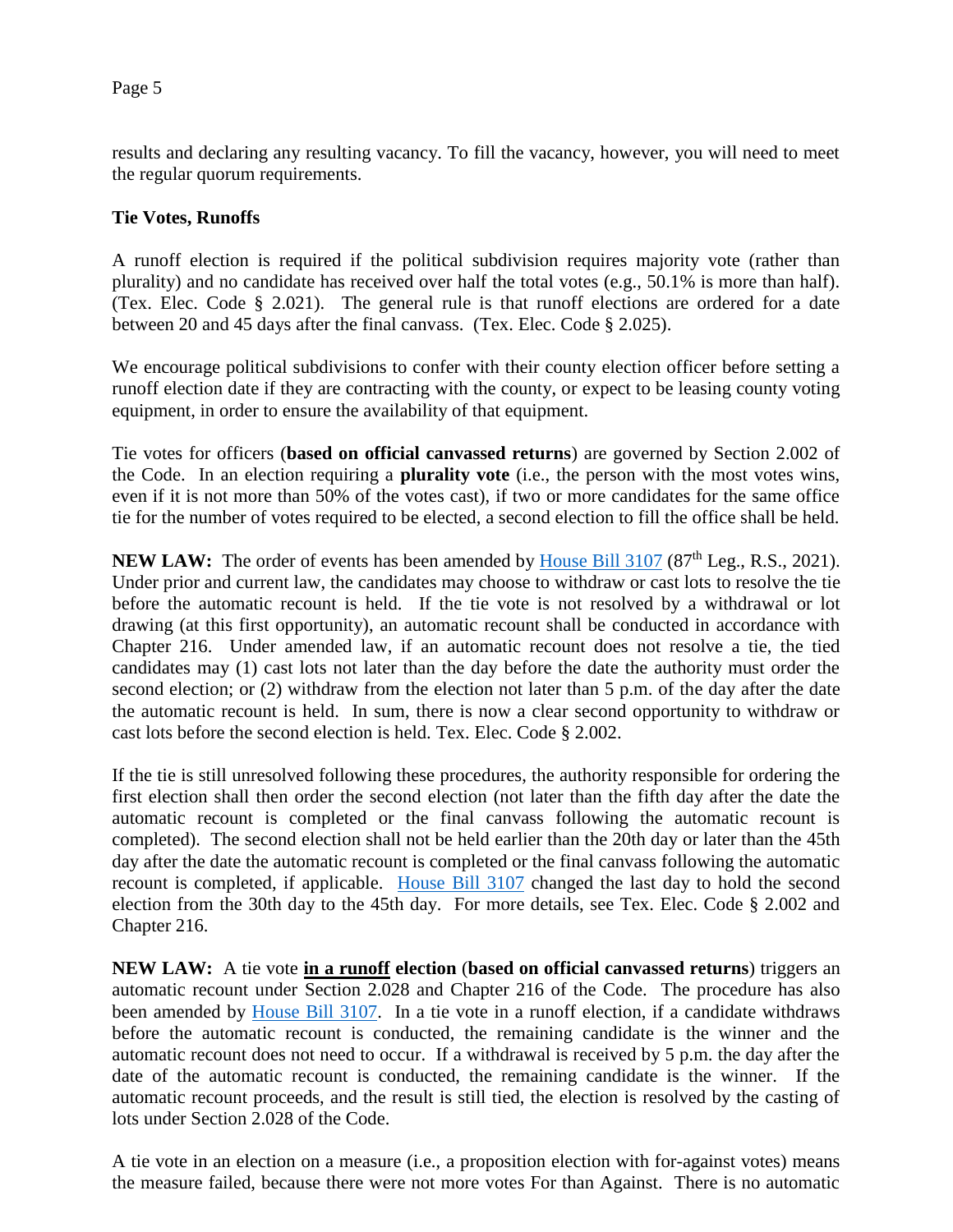results and declaring any resulting vacancy. To fill the vacancy, however, you will need to meet the regular quorum requirements.

**Tie Votes, Runoffs**

A runoff election is required if the political subdivision requires majority vote (rather than plurality) and no candidate has received over half the total votes (e.g., 50.1% is more than half). (Tex. Elec. Code § 2.021). The general rule is that runoff elections are ordered for a date between 20 and 45 days after the final canvass. (Tex. Elec. Code § 2.025).

We encourage political subdivisions to confer with their county election officer before setting a runoff election date if they are contracting with the county, or expect to be leasing county voting equipment, in order to ensure the availability of that equipment.

Tie votes for officers (**based on official canvassed returns**) are governed by Section 2.002 of the Code. In an election requiring a **plurality vote** (i.e., the person with the most votes wins, even if it is not more than 50% of the votes cast), if two or more candidates for the same office tie for the number of votes required to be elected, a second election to fill the office shall be held.

**NEW LAW:** The order of events has been amended by House Bill 3107 (87th Leg., R.S., 2021). Under prior and current law, the candidates may choose to withdraw or cast lots to resolve the tie before the automatic recount is held. If the tie vote is not resolved by a withdrawal or lot drawing (at this first opportunity), an automatic recount shall be conducted in accordance with Chapter 216. Under amended law, if an automatic recount does not resolve a tie, the tied candidates may (1) cast lots not later than the day before the date the authority must order the second election; or (2) withdraw from the election not later than 5 p.m. of the day after the date the automatic recount is held. In sum, there is now a clear second opportunity to withdraw or cast lots before the second election is held. Tex. Elec. Code § 2.002.

If the tie is still unresolved following these procedures, the authority responsible for ordering the first election shall then order the second election (not later than the fifth day after the date the automatic recount is completed or the final canvass following the automatic recount is completed). The second election shall not be held earlier than the 20th day or later than the 45th day after the date the automatic recount is completed or the final canvass following the automatic recount is completed, if applicable. House Bill 3107 changed the last day to hold the second election from the 30th day to the 45th day. For more details, see Tex. Elec. Code § 2.002 and Chapter 216.

**NEW LAW:** A tie vote **in a runoff election** (**based on official canvassed returns**) triggers an automatic recount under Section 2.028 and Chapter 216 of the Code. The procedure has also been amended by House Bill 3107. In a tie vote in a runoff election, if a candidate withdraws before the automatic recount is conducted, the remaining candidate is the winner and the automatic recount does not need to occur. If a withdrawal is received by 5 p.m. the day after the date of the automatic recount is conducted, the remaining candidate is the winner. If the automatic recount proceeds, and the result is still tied, the election is resolved by the casting of lots under Section 2.028 of the Code.

A tie vote in an election on a measure (i.e., a proposition election with for-against votes) means the measure failed, because there were not more votes For than Against. There is no automatic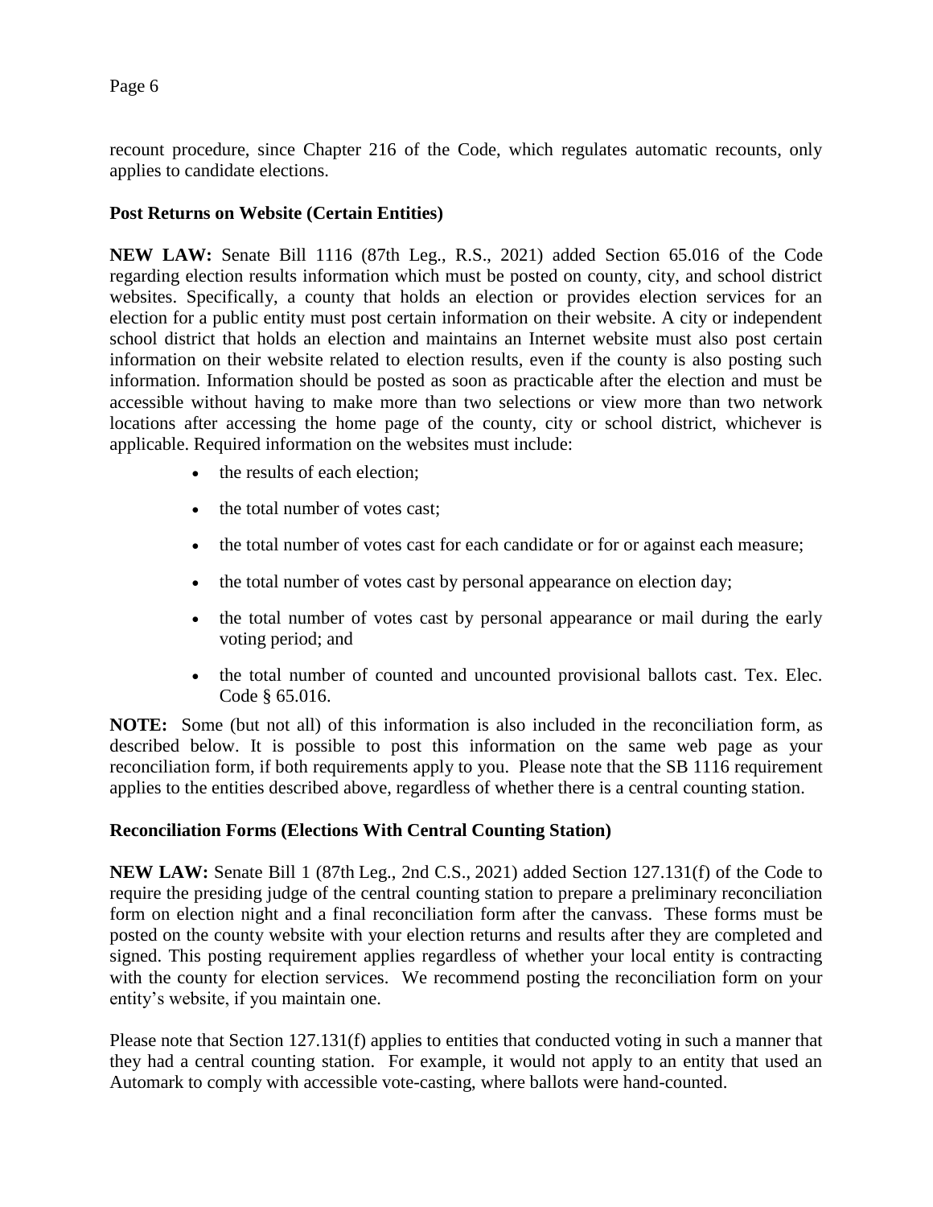recount procedure, since Chapter 216 of the Code, which regulates automatic recounts, only applies to candidate elections.

### Post Returns on Website (Certain Entities)

**NEW LAW:** Senate Bill 1116 (87th Leg., R.S., 2021) added Section 65.016 of the Code regarding election results information which must be posted on county, city, and school district websites. Specifically, a county that holds an election or provides election services for an election for a public entity must post certain information on their website. A city or independent school district that holds an election and maintains an Internet website must also post certain information on their website related to election results, even if the county is also posting such information. Information should be posted as soon as practicable after the election and must be accessible without having to make more than two selections or view more than two network locations after accessing the home page of the county, city or school district, whichever is applicable. Required information on the websites must include:

- the results of each election;
- the total number of votes cast;
- the total number of votes cast for each candidate or for or against each measure;
- the total number of votes cast by personal appearance on election day;
- the total number of votes cast by personal appearance or mail during the early voting period; and
- the total number of counted and uncounted provisional ballots cast. Tex. Elec. Code § 65.016.

**NOTE:** Some (but not all) of this information is also included in the reconciliation form, as described below. It is possible to post this information on the same web page as your reconciliation form, if both requirements apply to you. Please note that the SB 1116 requirement applies to the entities described above, regardless of whether there is a central counting station.

### Reconciliation Forms (Elections With Central Counting Station)

**NEW LAW:** Senate Bill 1 (87th Leg., 2nd C.S., 2021) added Section 127.131(f) of the Code to require the presiding judge of the central counting station to prepare a preliminary reconciliation form on election night and a final reconciliation form after the canvass. These forms must be posted on the county website with your election returns and results after they are completed and signed. This posting requirement applies regardless of whether your local entity is contracting with the county for election services. We recommend posting the reconciliation form on your entity's website, if you maintain one.

Please note that Section 127.131(f) applies to entities that conducted voting in such a manner that they had a central counting station. For example, it would not apply to an entity that used an Automark to comply with accessible vote-casting, where ballots were hand-counted.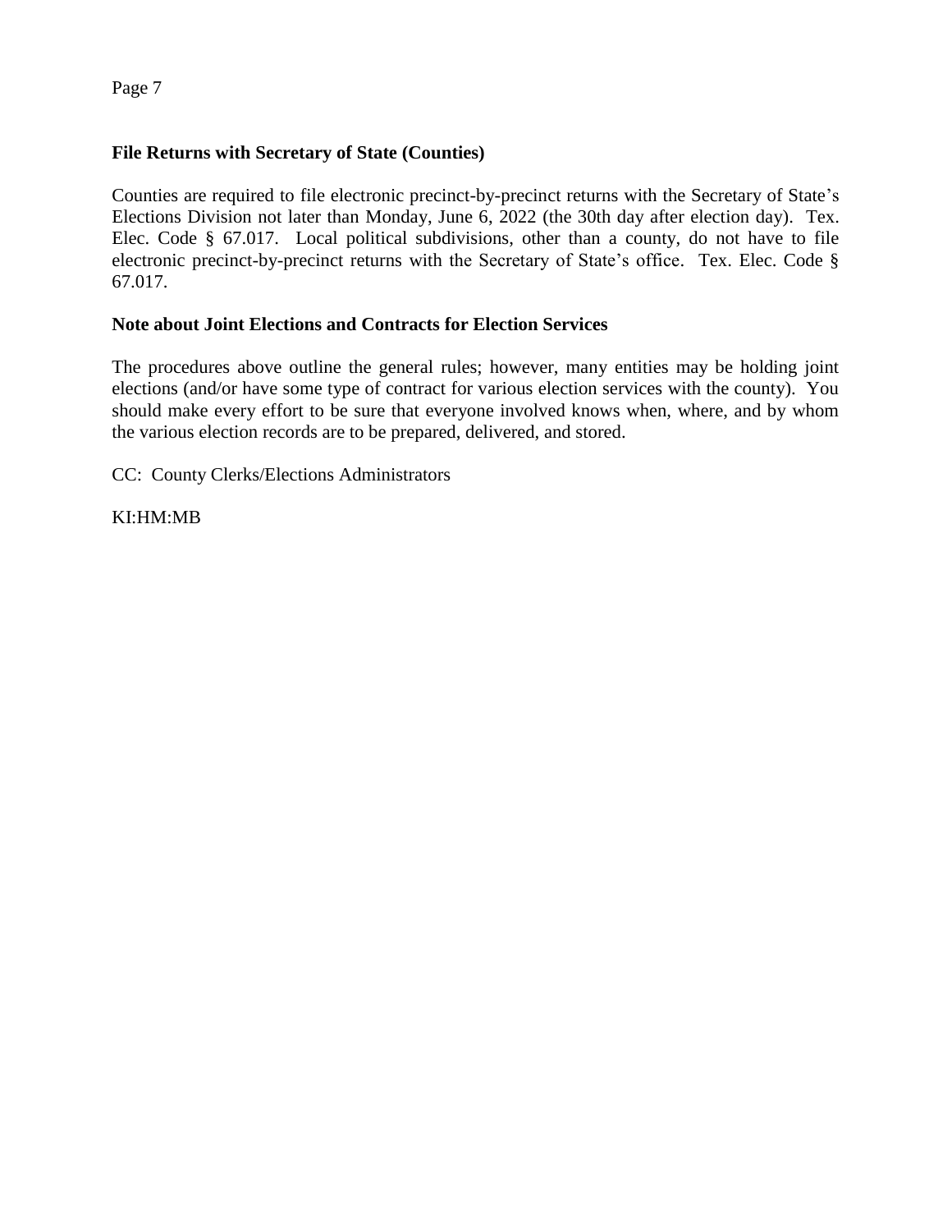**File Returns with Secretary of State (Counties)**

Counties are required to file electronic precinct-by-precinct returns with the Secretary of State's Elections Division not later than Monday, June 6, 2022 (the 30th day after election day). Tex. Elec. Code § 67.017. Local political subdivisions, other than a county, do not have to file electronic precinct-by-precinct returns with the Secretary of State's office. Tex. Elec. Code § 67.017.

**Note about Joint Elections and Contracts for Election Services**

The procedures above outline the general rules; however, many entities may be holding joint elections (and/or have some type of contract for various election services with the county). You should make every effort to be sure that everyone involved knows when, where, and by whom the various election records are to be prepared, delivered, and stored.

CC: County Clerks/Elections Administrators

KI:HM:MB